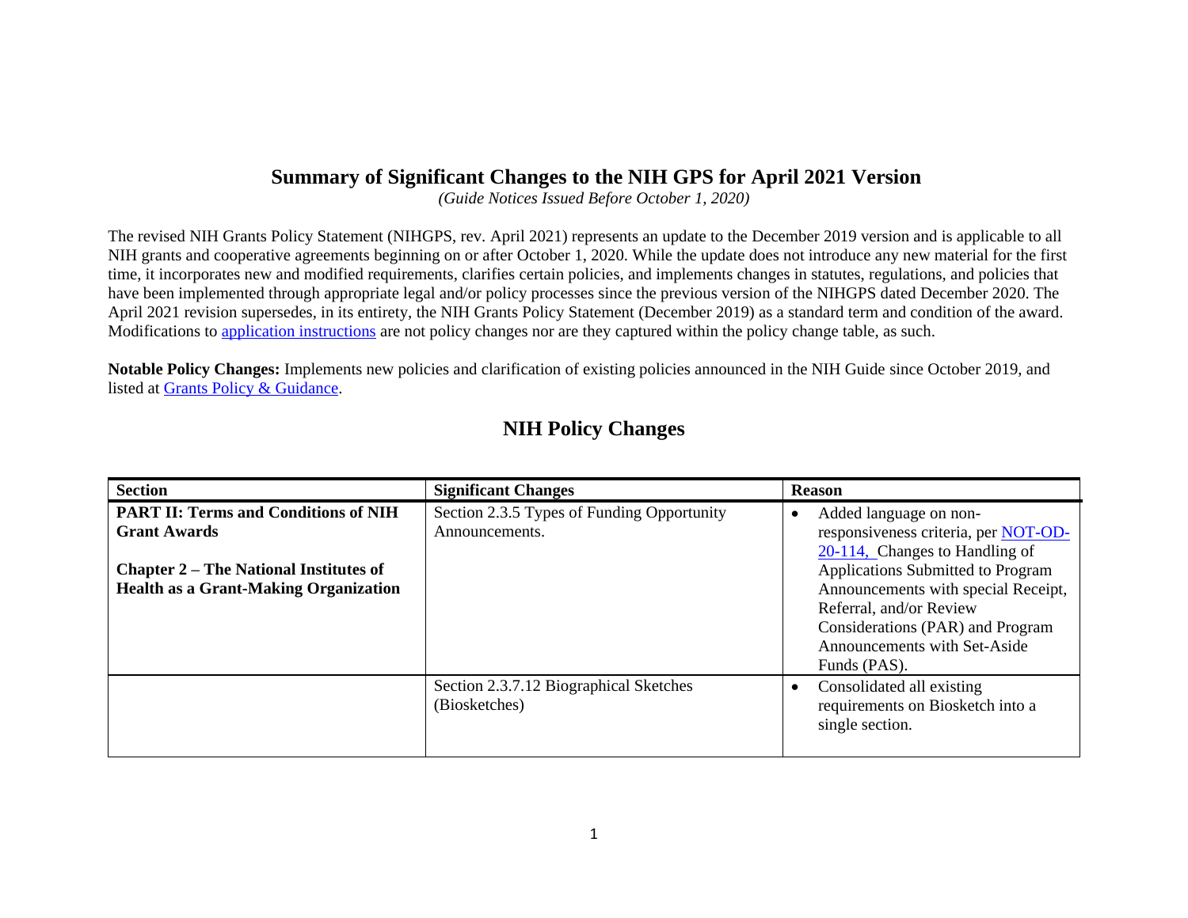# Summary of Significant Changes to the NIH GPS for April 2021 Version

*(Guide Notices Issued Before October 1, 2020)*

The revised NIH Grants Policy Statement (NIHGPS, rev. April 2021) represents an update to the December 2019 version and is applicable to all NIH grants and cooperative agreements beginning on or after October 1, 2020. While the update does not introduce any new material for the first time, it incorporates new and modified requirements, clarifies certain policies, and implements changes in statutes, regulations, and policies that have been implemented through appropriate legal and/or policy processes since the previous version of the NIHGPS dated December 2020. The April 2021 revision supersedes, in its entirety, the NIH Grants Policy Statement (December 2019) as a standard term and condition of the award. Modifications to application instructions are not policy changes nor are they captured within the policy change table, as such.

**Notable Policy Changes:** Implements new policies and clarification of existing policies announced in the NIH Guide since October 2019, and listed at Grants Policy & Guidance.

## NIH Policy Changes

| Section | Significant Changes | Reason |
| --- | --- | --- |
| **PART II: Terms and Conditions of NIH Grant Awards**<br><br>**Chapter 2 – The National Institutes of Health as a Grant-Making Organization** | Section 2.3.5 Types of Funding Opportunity Announcements. | • Added language on non-responsiveness criteria, per NOT-OD-20-114, Changes to Handling of Applications Submitted to Program Announcements with special Receipt, Referral, and/or Review Considerations (PAR) and Program Announcements with Set-Aside Funds (PAS). |
| | Section 2.3.7.12 Biographical Sketches (Biosketches) | • Consolidated all existing requirements on Biosketch into a single section. |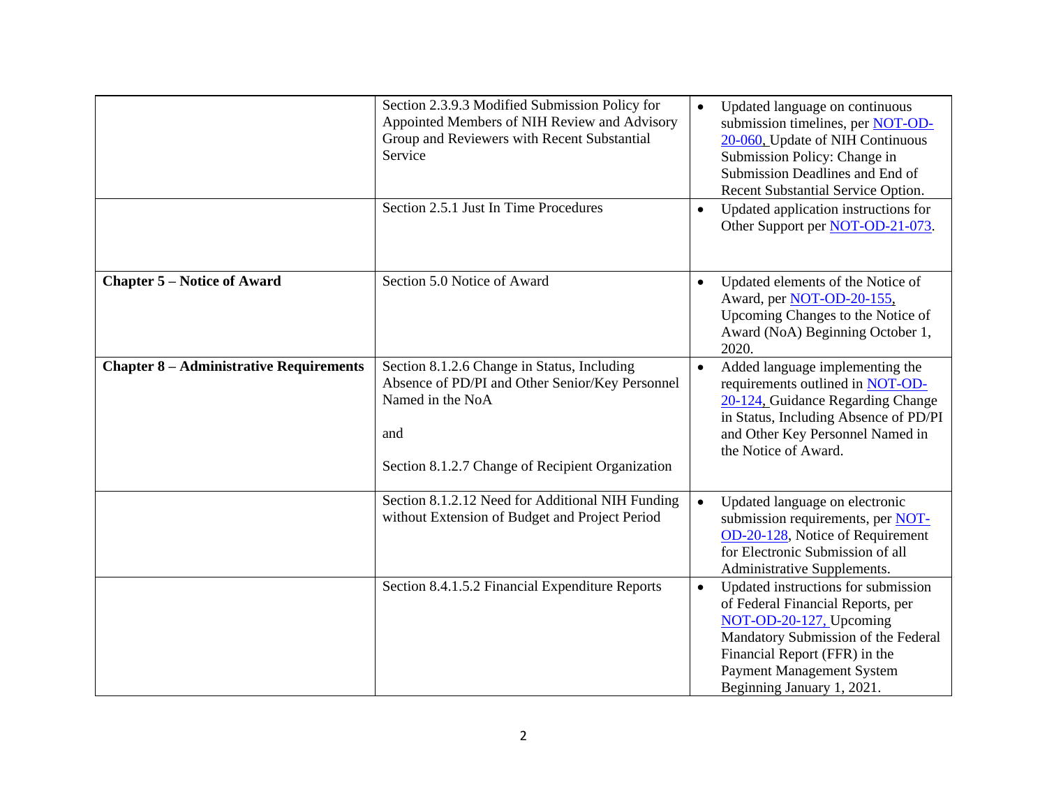| | | |
|---|---|---|
| | Section 2.3.9.3 Modified Submission Policy for Appointed Members of NIH Review and Advisory Group and Reviewers with Recent Substantial Service | • Updated language on continuous submission timelines, per NOT-OD-20-060, Update of NIH Continuous Submission Policy: Change in Submission Deadlines and End of Recent Substantial Service Option. |
| | Section 2.5.1 Just In Time Procedures | • Updated application instructions for Other Support per NOT-OD-21-073. |
| **Chapter 5 – Notice of Award** | Section 5.0 Notice of Award | • Updated elements of the Notice of Award, per NOT-OD-20-155, Upcoming Changes to the Notice of Award (NoA) Beginning October 1, 2020. |
| **Chapter 8 – Administrative Requirements** | Section 8.1.2.6 Change in Status, Including Absence of PD/PI and Other Senior/Key Personnel Named in the NoA<br><br>and<br><br>Section 8.1.2.7 Change of Recipient Organization | • Added language implementing the requirements outlined in NOT-OD-20-124, Guidance Regarding Change in Status, Including Absence of PD/PI and Other Key Personnel Named in the Notice of Award. |
| | Section 8.1.2.12 Need for Additional NIH Funding without Extension of Budget and Project Period | • Updated language on electronic submission requirements, per NOT-OD-20-128, Notice of Requirement for Electronic Submission of all Administrative Supplements. |
| | Section 8.4.1.5.2 Financial Expenditure Reports | • Updated instructions for submission of Federal Financial Reports, per NOT-OD-20-127, Upcoming Mandatory Submission of the Federal Financial Report (FFR) in the Payment Management System Beginning January 1, 2021. |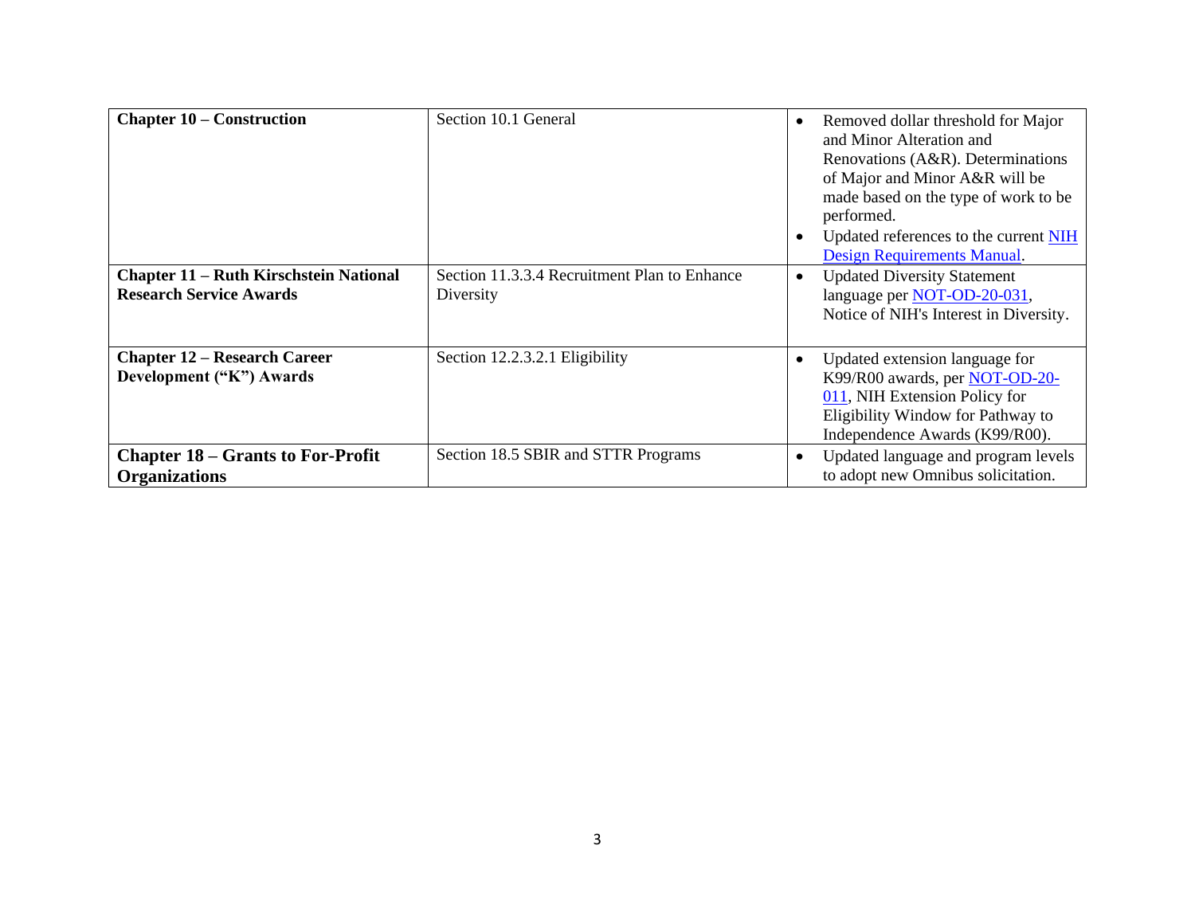| | | |
|---|---|---|
| **Chapter 10 – Construction** | Section 10.1 General | • Removed dollar threshold for Major and Minor Alteration and Renovations (A&R). Determinations of Major and Minor A&R will be made based on the type of work to be performed.<br>• Updated references to the current [NIH Design Requirements Manual](). |
| **Chapter 11 – Ruth Kirschstein National Research Service Awards** | Section 11.3.3.4 Recruitment Plan to Enhance Diversity | • Updated Diversity Statement language per [NOT-OD-20-031](), Notice of NIH's Interest in Diversity. |
| **Chapter 12 – Research Career Development ("K") Awards** | Section 12.2.3.2.1 Eligibility | • Updated extension language for K99/R00 awards, per [NOT-OD-20-011](), NIH Extension Policy for Eligibility Window for Pathway to Independence Awards (K99/R00). |
| **Chapter 18 – Grants to For-Profit Organizations** | Section 18.5 SBIR and STTR Programs | • Updated language and program levels to adopt new Omnibus solicitation. |